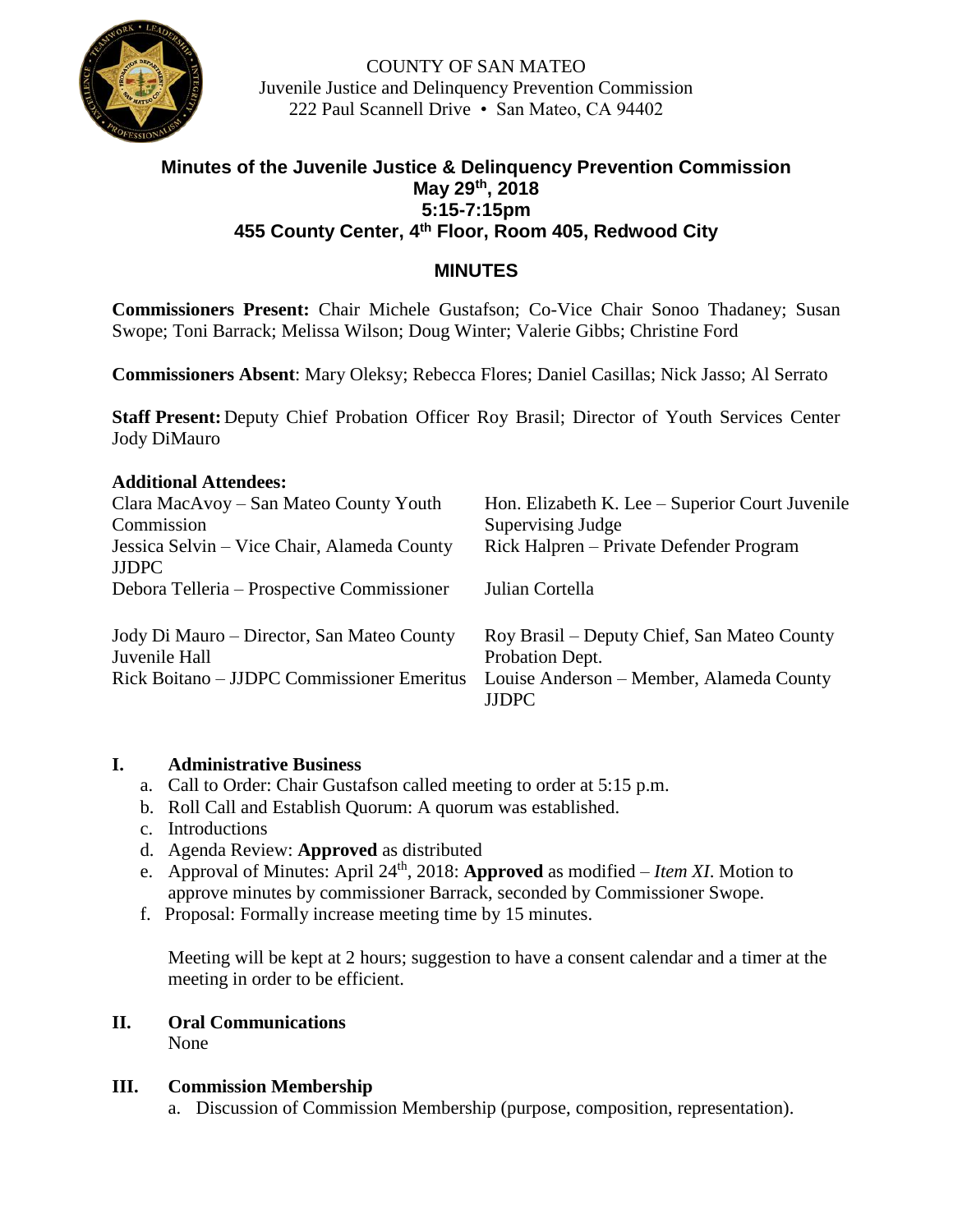COUNTY OF SAN MATEO
Juvenile Justice and Delinquency Prevention Commission
222 Paul Scannell Drive • San Mateo, CA 94402

# Minutes of the Juvenile Justice & Delinquency Prevention Commission
## May 29th, 2018
## 5:15-7:15pm
## 455 County Center, 4th Floor, Room 405, Redwood City

## MINUTES

**Commissioners Present:** Chair Michele Gustafson; Co-Vice Chair Sonoo Thadaney; Susan Swope; Toni Barrack; Melissa Wilson; Doug Winter; Valerie Gibbs; Christine Ford

**Commissioners Absent**: Mary Oleksy; Rebecca Flores; Daniel Casillas; Nick Jasso; Al Serrato

**Staff Present:** Deputy Chief Probation Officer Roy Brasil; Director of Youth Services Center Jody DiMauro

**Additional Attendees:**

| | |
|---|---|
| Clara MacAvoy – San Mateo County Youth Commission | Hon. Elizabeth K. Lee – Superior Court Juvenile Supervising Judge |
| Jessica Selvin – Vice Chair, Alameda County JJDPC | Rick Halpren – Private Defender Program |
| Debora Telleria – Prospective Commissioner | Julian Cortella |
| Jody Di Mauro – Director, San Mateo County Juvenile Hall | Roy Brasil – Deputy Chief, San Mateo County Probation Dept. |
| Rick Boitano – JJDPC Commissioner Emeritus | Louise Anderson – Member, Alameda County JJDPC |

### I. Administrative Business

a. Call to Order: Chair Gustafson called meeting to order at 5:15 p.m.
b. Roll Call and Establish Quorum: A quorum was established.
c. Introductions
d. Agenda Review: **Approved** as distributed
e. Approval of Minutes: April 24th, 2018: **Approved** as modified – *Item XI*. Motion to approve minutes by commissioner Barrack, seconded by Commissioner Swope.
f. Proposal: Formally increase meeting time by 15 minutes.

Meeting will be kept at 2 hours; suggestion to have a consent calendar and a timer at the meeting in order to be efficient.

### II. Oral Communications

None

### III. Commission Membership

a. Discussion of Commission Membership (purpose, composition, representation).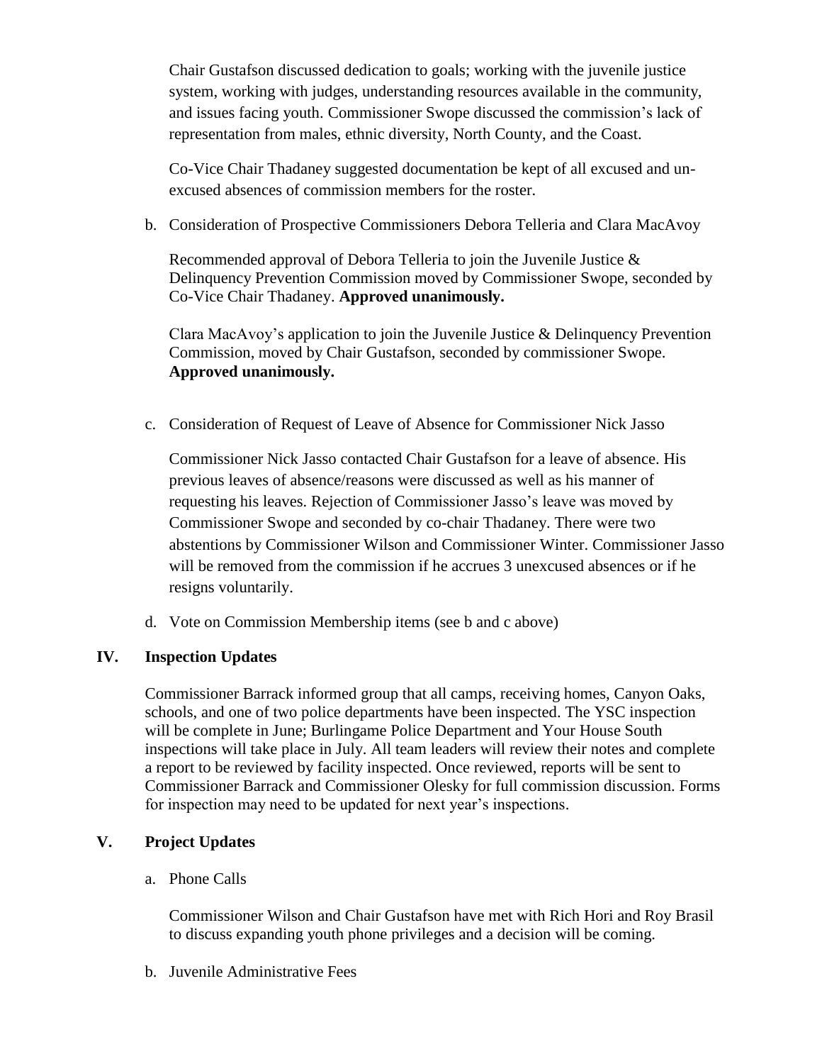Chair Gustafson discussed dedication to goals; working with the juvenile justice system, working with judges, understanding resources available in the community, and issues facing youth. Commissioner Swope discussed the commission's lack of representation from males, ethnic diversity, North County, and the Coast.

Co-Vice Chair Thadaney suggested documentation be kept of all excused and un-excused absences of commission members for the roster.

b. Consideration of Prospective Commissioners Debora Telleria and Clara MacAvoy

Recommended approval of Debora Telleria to join the Juvenile Justice & Delinquency Prevention Commission moved by Commissioner Swope, seconded by Co-Vice Chair Thadaney. **Approved unanimously.**

Clara MacAvoy's application to join the Juvenile Justice & Delinquency Prevention Commission, moved by Chair Gustafson, seconded by commissioner Swope. **Approved unanimously.**

c. Consideration of Request of Leave of Absence for Commissioner Nick Jasso

Commissioner Nick Jasso contacted Chair Gustafson for a leave of absence. His previous leaves of absence/reasons were discussed as well as his manner of requesting his leaves. Rejection of Commissioner Jasso's leave was moved by Commissioner Swope and seconded by co-chair Thadaney. There were two abstentions by Commissioner Wilson and Commissioner Winter. Commissioner Jasso will be removed from the commission if he accrues 3 unexcused absences or if he resigns voluntarily.

d. Vote on Commission Membership items (see b and c above)

## IV. Inspection Updates

Commissioner Barrack informed group that all camps, receiving homes, Canyon Oaks, schools, and one of two police departments have been inspected. The YSC inspection will be complete in June; Burlingame Police Department and Your House South inspections will take place in July. All team leaders will review their notes and complete a report to be reviewed by facility inspected. Once reviewed, reports will be sent to Commissioner Barrack and Commissioner Olesky for full commission discussion. Forms for inspection may need to be updated for next year's inspections.

## V. Project Updates

a. Phone Calls

Commissioner Wilson and Chair Gustafson have met with Rich Hori and Roy Brasil to discuss expanding youth phone privileges and a decision will be coming.

b. Juvenile Administrative Fees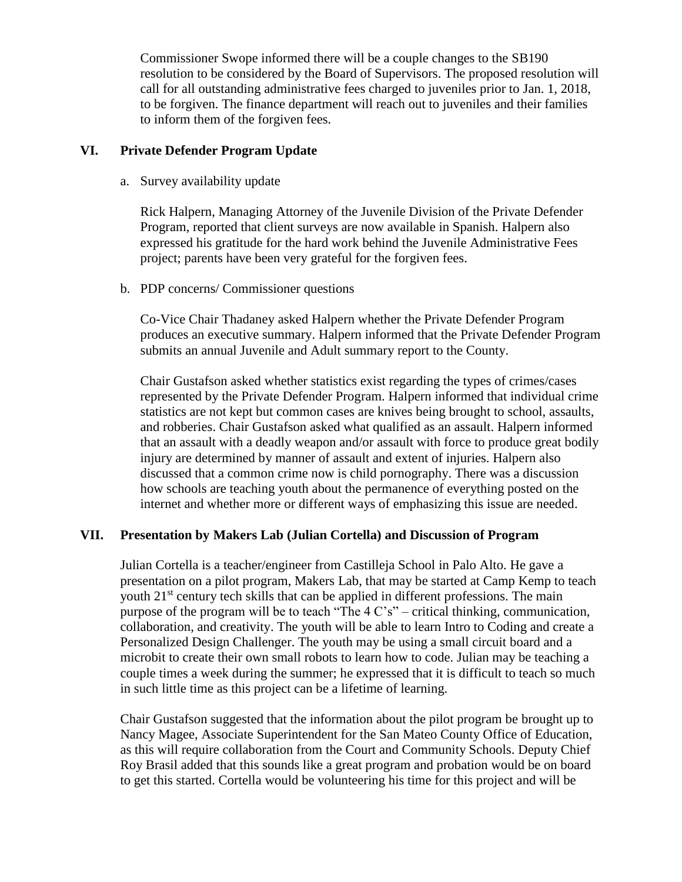Commissioner Swope informed there will be a couple changes to the SB190 resolution to be considered by the Board of Supervisors. The proposed resolution will call for all outstanding administrative fees charged to juveniles prior to Jan. 1, 2018, to be forgiven. The finance department will reach out to juveniles and their families to inform them of the forgiven fees.

## VI. Private Defender Program Update

a. Survey availability update

Rick Halpern, Managing Attorney of the Juvenile Division of the Private Defender Program, reported that client surveys are now available in Spanish. Halpern also expressed his gratitude for the hard work behind the Juvenile Administrative Fees project; parents have been very grateful for the forgiven fees.

b. PDP concerns/ Commissioner questions

Co-Vice Chair Thadaney asked Halpern whether the Private Defender Program produces an executive summary. Halpern informed that the Private Defender Program submits an annual Juvenile and Adult summary report to the County.

Chair Gustafson asked whether statistics exist regarding the types of crimes/cases represented by the Private Defender Program. Halpern informed that individual crime statistics are not kept but common cases are knives being brought to school, assaults, and robberies. Chair Gustafson asked what qualified as an assault. Halpern informed that an assault with a deadly weapon and/or assault with force to produce great bodily injury are determined by manner of assault and extent of injuries. Halpern also discussed that a common crime now is child pornography. There was a discussion how schools are teaching youth about the permanence of everything posted on the internet and whether more or different ways of emphasizing this issue are needed.

## VII. Presentation by Makers Lab (Julian Cortella) and Discussion of Program

Julian Cortella is a teacher/engineer from Castilleja School in Palo Alto. He gave a presentation on a pilot program, Makers Lab, that may be started at Camp Kemp to teach youth 21st century tech skills that can be applied in different professions. The main purpose of the program will be to teach "The 4 C's" – critical thinking, communication, collaboration, and creativity. The youth will be able to learn Intro to Coding and create a Personalized Design Challenger. The youth may be using a small circuit board and a microbit to create their own small robots to learn how to code. Julian may be teaching a couple times a week during the summer; he expressed that it is difficult to teach so much in such little time as this project can be a lifetime of learning.

Chair Gustafson suggested that the information about the pilot program be brought up to Nancy Magee, Associate Superintendent for the San Mateo County Office of Education, as this will require collaboration from the Court and Community Schools. Deputy Chief Roy Brasil added that this sounds like a great program and probation would be on board to get this started. Cortella would be volunteering his time for this project and will be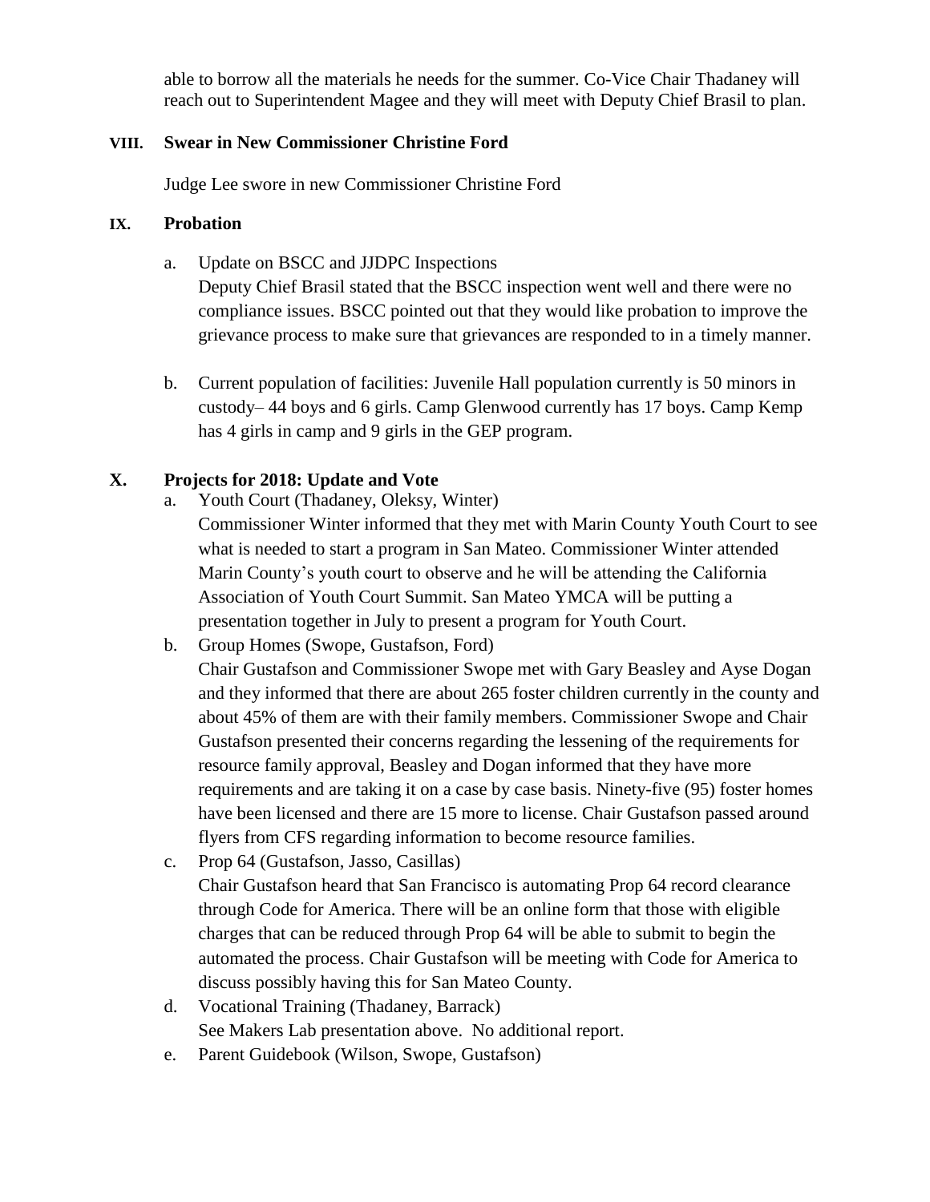able to borrow all the materials he needs for the summer. Co-Vice Chair Thadaney will reach out to Superintendent Magee and they will meet with Deputy Chief Brasil to plan.

## VIII. Swear in New Commissioner Christine Ford

Judge Lee swore in new Commissioner Christine Ford

## IX. Probation

a. Update on BSCC and JJDPC Inspections
   Deputy Chief Brasil stated that the BSCC inspection went well and there were no compliance issues. BSCC pointed out that they would like probation to improve the grievance process to make sure that grievances are responded to in a timely manner.

b. Current population of facilities: Juvenile Hall population currently is 50 minors in custody– 44 boys and 6 girls. Camp Glenwood currently has 17 boys. Camp Kemp has 4 girls in camp and 9 girls in the GEP program.

## X. Projects for 2018: Update and Vote

a. Youth Court (Thadaney, Oleksy, Winter)
   Commissioner Winter informed that they met with Marin County Youth Court to see what is needed to start a program in San Mateo. Commissioner Winter attended Marin County's youth court to observe and he will be attending the California Association of Youth Court Summit. San Mateo YMCA will be putting a presentation together in July to present a program for Youth Court.

b. Group Homes (Swope, Gustafson, Ford)
   Chair Gustafson and Commissioner Swope met with Gary Beasley and Ayse Dogan and they informed that there are about 265 foster children currently in the county and about 45% of them are with their family members. Commissioner Swope and Chair Gustafson presented their concerns regarding the lessening of the requirements for resource family approval, Beasley and Dogan informed that they have more requirements and are taking it on a case by case basis. Ninety-five (95) foster homes have been licensed and there are 15 more to license. Chair Gustafson passed around flyers from CFS regarding information to become resource families.

c. Prop 64 (Gustafson, Jasso, Casillas)
   Chair Gustafson heard that San Francisco is automating Prop 64 record clearance through Code for America. There will be an online form that those with eligible charges that can be reduced through Prop 64 will be able to submit to begin the automated the process. Chair Gustafson will be meeting with Code for America to discuss possibly having this for San Mateo County.

d. Vocational Training (Thadaney, Barrack)
   See Makers Lab presentation above. No additional report.

e. Parent Guidebook (Wilson, Swope, Gustafson)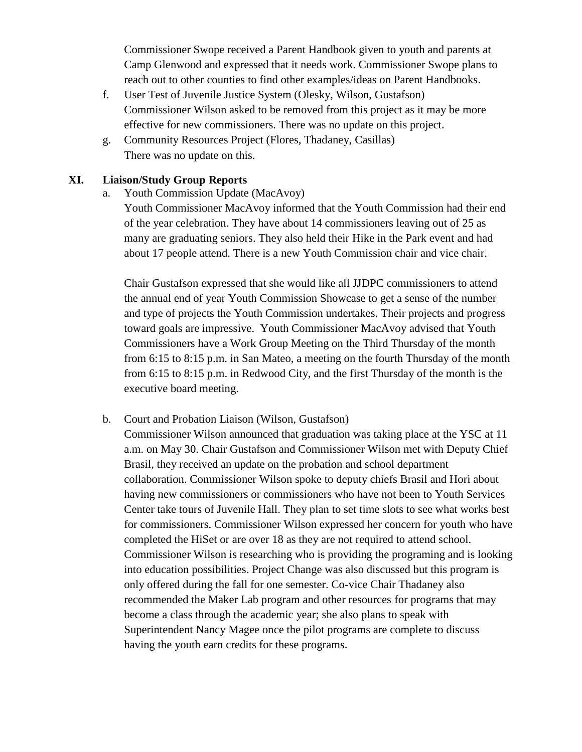Commissioner Swope received a Parent Handbook given to youth and parents at Camp Glenwood and expressed that it needs work. Commissioner Swope plans to reach out to other counties to find other examples/ideas on Parent Handbooks.

f. User Test of Juvenile Justice System (Olesky, Wilson, Gustafson)
   Commissioner Wilson asked to be removed from this project as it may be more effective for new commissioners. There was no update on this project.

g. Community Resources Project (Flores, Thadaney, Casillas)
   There was no update on this.

## XI. Liaison/Study Group Reports

a. Youth Commission Update (MacAvoy)
   Youth Commissioner MacAvoy informed that the Youth Commission had their end of the year celebration. They have about 14 commissioners leaving out of 25 as many are graduating seniors. They also held their Hike in the Park event and had about 17 people attend. There is a new Youth Commission chair and vice chair.

   Chair Gustafson expressed that she would like all JJDPC commissioners to attend the annual end of year Youth Commission Showcase to get a sense of the number and type of projects the Youth Commission undertakes. Their projects and progress toward goals are impressive. Youth Commissioner MacAvoy advised that Youth Commissioners have a Work Group Meeting on the Third Thursday of the month from 6:15 to 8:15 p.m. in San Mateo, a meeting on the fourth Thursday of the month from 6:15 to 8:15 p.m. in Redwood City, and the first Thursday of the month is the executive board meeting.

b. Court and Probation Liaison (Wilson, Gustafson)
   Commissioner Wilson announced that graduation was taking place at the YSC at 11 a.m. on May 30. Chair Gustafson and Commissioner Wilson met with Deputy Chief Brasil, they received an update on the probation and school department collaboration. Commissioner Wilson spoke to deputy chiefs Brasil and Hori about having new commissioners or commissioners who have not been to Youth Services Center take tours of Juvenile Hall. They plan to set time slots to see what works best for commissioners. Commissioner Wilson expressed her concern for youth who have completed the HiSet or are over 18 as they are not required to attend school. Commissioner Wilson is researching who is providing the programing and is looking into education possibilities. Project Change was also discussed but this program is only offered during the fall for one semester. Co-vice Chair Thadaney also recommended the Maker Lab program and other resources for programs that may become a class through the academic year; she also plans to speak with Superintendent Nancy Magee once the pilot programs are complete to discuss having the youth earn credits for these programs.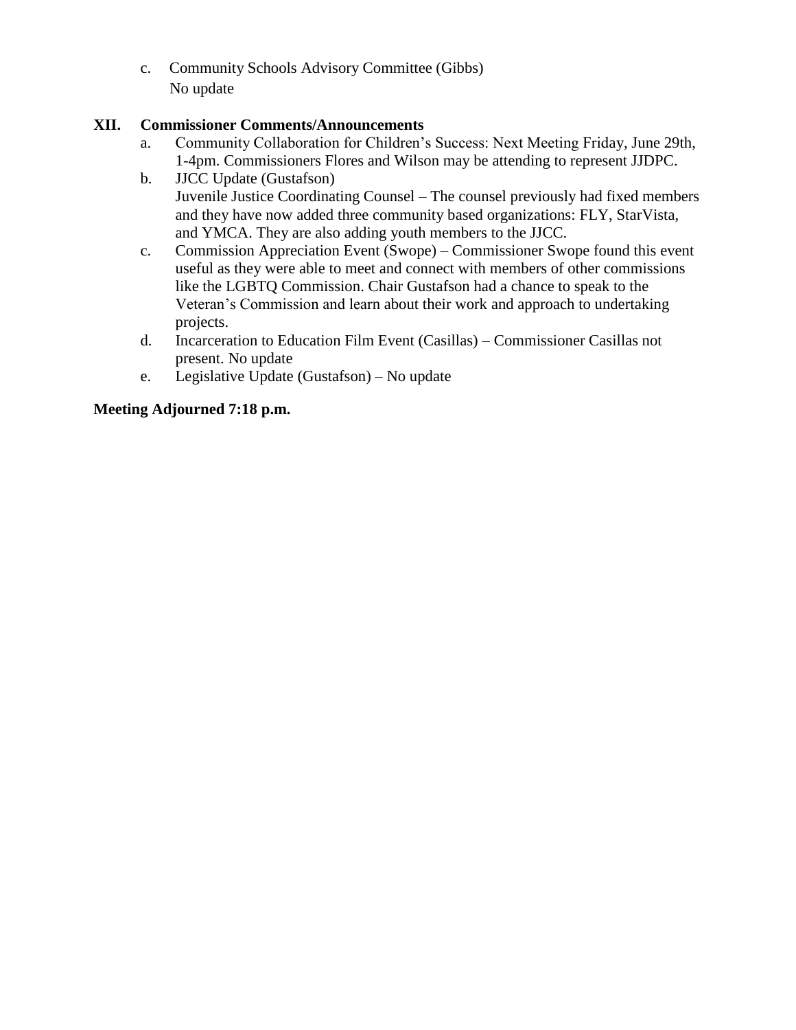c. Community Schools Advisory Committee (Gibbs)
   No update

**XII. Commissioner Comments/Announcements**

a. Community Collaboration for Children's Success: Next Meeting Friday, June 29th, 1-4pm. Commissioners Flores and Wilson may be attending to represent JJDPC.
b. JJCC Update (Gustafson)
   Juvenile Justice Coordinating Counsel – The counsel previously had fixed members and they have now added three community based organizations: FLY, StarVista, and YMCA. They are also adding youth members to the JJCC.
c. Commission Appreciation Event (Swope) – Commissioner Swope found this event useful as they were able to meet and connect with members of other commissions like the LGBTQ Commission. Chair Gustafson had a chance to speak to the Veteran's Commission and learn about their work and approach to undertaking projects.
d. Incarceration to Education Film Event (Casillas) – Commissioner Casillas not present. No update
e. Legislative Update (Gustafson) – No update

**Meeting Adjourned 7:18 p.m.**